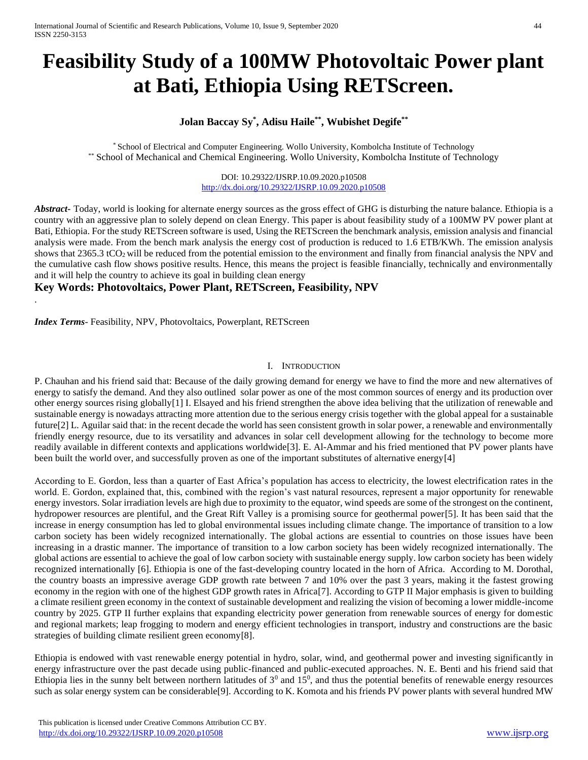# Feasibility Study of a 100MW Photovoltaic Power plant at Bati, Ethiopia Using RETScreen.

**Jolan Baccay Sy[*], Adisu Haile[**], Wubishet Degife[**]**

[*] School of Electrical and Computer Engineering. Wollo University, Kombolcha Institute of Technology
[**] School of Mechanical and Chemical Engineering. Wollo University, Kombolcha Institute of Technology

DOI: 10.29322/IJSRP.10.09.2020.p10508
http://dx.doi.org/10.29322/IJSRP.10.09.2020.p10508

***Abstract*-** Today, world is looking for alternate energy sources as the gross effect of GHG is disturbing the nature balance. Ethiopia is a country with an aggressive plan to solely depend on clean Energy. This paper is about feasibility study of a 100MW PV power plant at Bati, Ethiopia. For the study RETScreen software is used, Using the RETScreen the benchmark analysis, emission analysis and financial analysis were made. From the bench mark analysis the energy cost of production is reduced to 1.6 ETB/KWh. The emission analysis shows that 2365.3 $tCO_2$ will be reduced from the potential emission to the environment and finally from financial analysis the NPV and the cumulative cash flow shows positive results. Hence, this means the project is feasible financially, technically and environmentally and it will help the country to achieve its goal in building clean energy

**Key Words: Photovoltaics, Power Plant, RETScreen, Feasibility, NPV**

.

***Index Terms*-** Feasibility, NPV, Photovoltaics, Powerplant, RETScreen

## I. Introduction

P. Chauhan and his friend said that: Because of the daily growing demand for energy we have to find the more and new alternatives of energy to satisfy the demand. And they also outlined solar power as one of the most common sources of energy and its production over other energy sources rising globally[1] I. Elsayed and his friend strengthen the above idea beliving that the utilization of renewable and sustainable energy is nowadays attracting more attention due to the serious energy crisis together with the global appeal for a sustainable future[2] L. Aguilar said that: in the recent decade the world has seen consistent growth in solar power, a renewable and environmentally friendly energy resource, due to its versatility and advances in solar cell development allowing for the technology to become more readily available in different contexts and applications worldwide[3]. E. Al-Ammar and his fried mentioned that PV power plants have been built the world over, and successfully proven as one of the important substitutes of alternative energy[4]

According to E. Gordon, less than a quarter of East Africa's population has access to electricity, the lowest electrification rates in the world. E. Gordon, explained that, this, combined with the region's vast natural resources, represent a major opportunity for renewable energy investors. Solar irradiation levels are high due to proximity to the equator, wind speeds are some of the strongest on the continent, hydropower resources are plentiful, and the Great Rift Valley is a promising source for geothermal power[5]. It has been said that the increase in energy consumption has led to global environmental issues including climate change. The importance of transition to a low carbon society has been widely recognized internationally. The global actions are essential to countries on those issues have been increasing in a drastic manner. The importance of transition to a low carbon society has been widely recognized internationally. The global actions are essential to achieve the goal of low carbon society with sustainable energy supply. low carbon society has been widely recognized internationally [6]. Ethiopia is one of the fast-developing country located in the horn of Africa. According to M. Dorothal, the country boasts an impressive average GDP growth rate between 7 and 10% over the past 3 years, making it the fastest growing economy in the region with one of the highest GDP growth rates in Africa[7]. According to GTP II Major emphasis is given to building a climate resilient green economy in the context of sustainable development and realizing the vision of becoming a lower middle-income country by 2025. GTP II further explains that expanding electricity power generation from renewable sources of energy for domestic and regional markets; leap frogging to modern and energy efficient technologies in transport, industry and constructions are the basic strategies of building climate resilient green economy[8].

Ethiopia is endowed with vast renewable energy potential in hydro, solar, wind, and geothermal power and investing significantly in energy infrastructure over the past decade using public-financed and public-executed approaches. N. E. Benti and his friend said that Ethiopia lies in the sunny belt between northern latitudes of $3^0$ and $15^0$, and thus the potential benefits of renewable energy resources such as solar energy system can be considerable[9]. According to K. Komota and his friends PV power plants with several hundred MW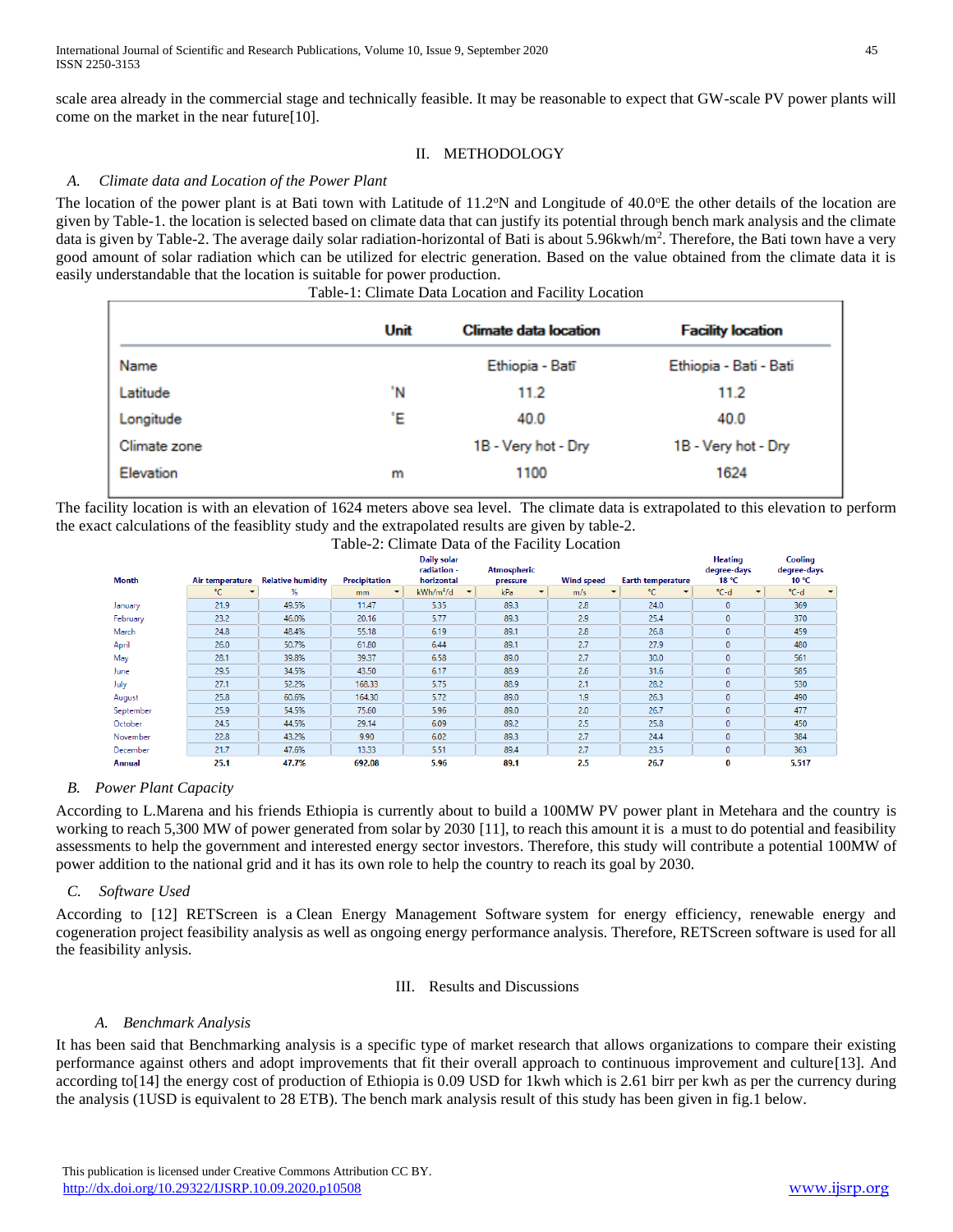scale area already in the commercial stage and technically feasible. It may be reasonable to expect that GW-scale PV power plants will come on the market in the near future[10].

## II. METHODOLOGY

### *A. Climate data and Location of the Power Plant*

The location of the power plant is at Bati town with Latitude of 11.2$^o$N and Longitude of 40.0$^o$E the other details of the location are given by Table-1. the location is selected based on climate data that can justify its potential through bench mark analysis and the climate data is given by Table-2. The average daily solar radiation-horizontal of Bati is about 5.96kwh/m$^2$. Therefore, the Bati town have a very good amount of solar radiation which can be utilized for electric generation. Based on the value obtained from the climate data it is easily understandable that the location is suitable for power production.

Table-1: Climate Data Location and Facility Location

| | Unit | Climate data location | Facility location |
|---|---|---|---|
| Name | | Ethiopia - Bati | Ethiopia - Bati - Bati |
| Latitude | ˚N | 11.2 | 11.2 |
| Longitude | ˚E | 40.0 | 40.0 |
| Climate zone | | 1B - Very hot - Dry | 1B - Very hot - Dry |
| Elevation | m | 1100 | 1624 |

The facility location is with an elevation of 1624 meters above sea level. The climate data is extrapolated to this elevation to perform the exact calculations of the feasiblity study and the extrapolated results are given by table-2.

Table-2: Climate Data of the Facility Location

| Month | Air temperature | Relative humidity | Precipitation | Daily solar radiation - horizontal | Atmospheric pressure | Wind speed | Earth temperature | Heating degree-days 18 °C | Cooling degree-days 10 °C |
|---|---|---|---|---|---|---|---|---|---|
| | °C | % | mm | kWh/m²/d | kPa | m/s | °C | °C-d | °C-d |
| January | 21.9 | 49.5% | 11.47 | 5.35 | 89.3 | 2.8 | 24.0 | 0 | 369 |
| February | 23.2 | 46.0% | 20.16 | 5.77 | 89.3 | 2.9 | 25.4 | 0 | 370 |
| March | 24.8 | 48.4% | 55.18 | 6.19 | 89.1 | 2.8 | 26.8 | 0 | 459 |
| April | 26.0 | 50.7% | 61.80 | 6.44 | 89.1 | 2.7 | 27.9 | 0 | 480 |
| May | 28.1 | 39.8% | 39.37 | 6.58 | 89.0 | 2.7 | 30.0 | 0 | 561 |
| June | 29.5 | 34.5% | 43.50 | 6.17 | 88.9 | 2.6 | 31.6 | 0 | 585 |
| July | 27.1 | 52.2% | 168.33 | 5.75 | 88.9 | 2.1 | 28.2 | 0 | 530 |
| August | 25.8 | 60.6% | 164.30 | 5.72 | 89.0 | 1.9 | 26.3 | 0 | 490 |
| September | 25.9 | 54.5% | 75.60 | 5.96 | 89.0 | 2.0 | 26.7 | 0 | 477 |
| October | 24.5 | 44.5% | 29.14 | 6.09 | 89.2 | 2.5 | 25.8 | 0 | 450 |
| November | 22.8 | 43.2% | 9.90 | 6.02 | 89.3 | 2.7 | 24.4 | 0 | 384 |
| December | 21.7 | 47.6% | 13.33 | 5.51 | 89.4 | 2.7 | 23.5 | 0 | 363 |
| **Annual** | **25.1** | **47.7%** | **692.08** | **5.96** | **89.1** | **2.5** | **26.7** | **0** | **5,517** |

### *B. Power Plant Capacity*

According to L.Marena and his friends Ethiopia is currently about to build a 100MW PV power plant in Metehara and the country is working to reach 5,300 MW of power generated from solar by 2030 [11], to reach this amount it is a must to do potential and feasibility assessments to help the government and interested energy sector investors. Therefore, this study will contribute a potential 100MW of power addition to the national grid and it has its own role to help the country to reach its goal by 2030.

### *C. Software Used*

According to [12] RETScreen is a Clean Energy Management Software system for energy efficiency, renewable energy and cogeneration project feasibility analysis as well as ongoing energy performance analysis. Therefore, RETScreen software is used for all the feasibility anlysis.

## III. Results and Discussions

### *A. Benchmark Analysis*

It has been said that Benchmarking analysis is a specific type of market research that allows organizations to compare their existing performance against others and adopt improvements that fit their overall approach to continuous improvement and culture[13]. And according to[14] the energy cost of production of Ethiopia is 0.09 USD for 1kwh which is 2.61 birr per kwh as per the currency during the analysis (1USD is equivalent to 28 ETB). The bench mark analysis result of this study has been given in fig.1 below.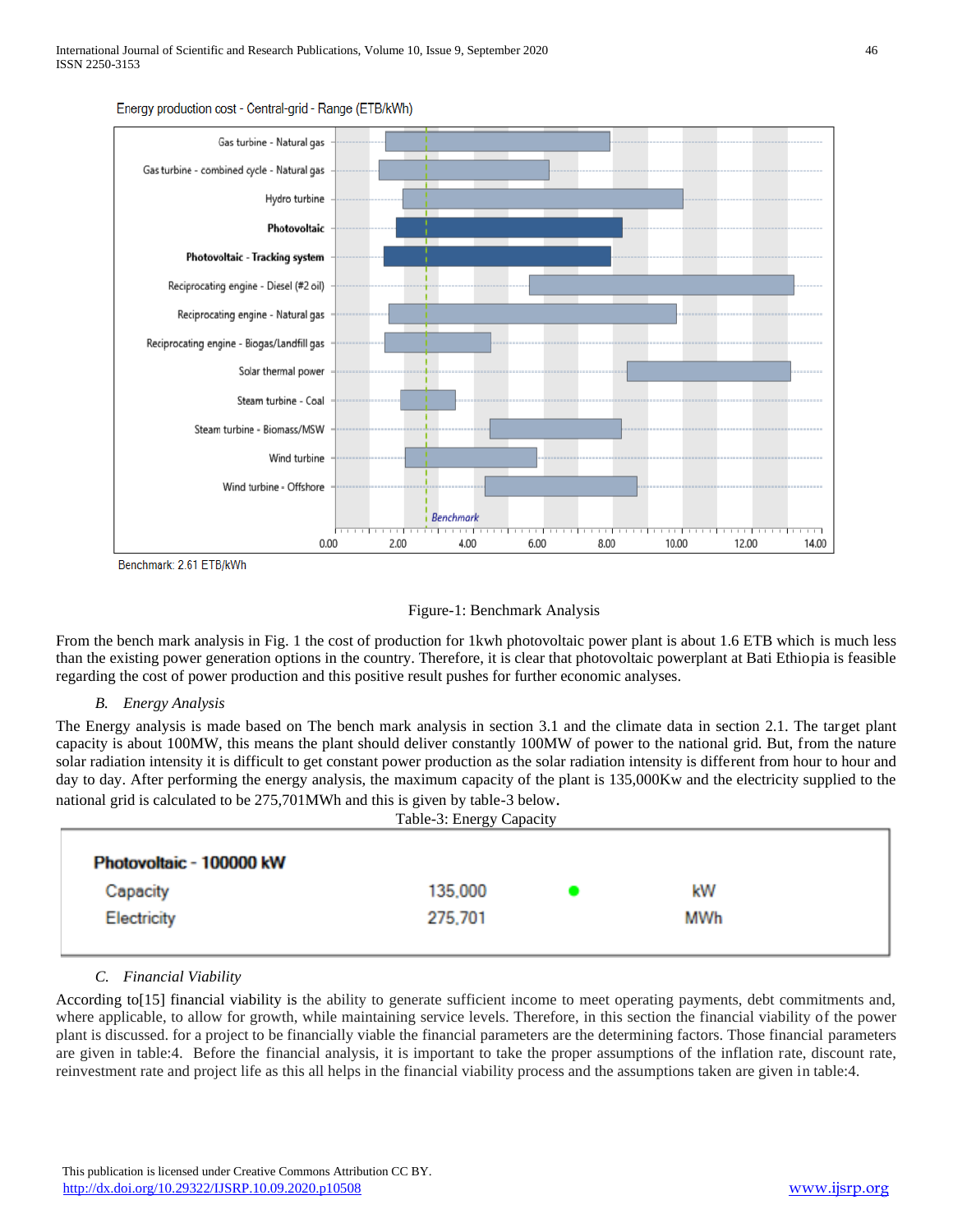Energy production cost - Central-grid - Range (ETB/kWh)

Benchmark: 2.61 ETB/kWh

Figure-1: Benchmark Analysis

From the bench mark analysis in Fig. 1 the cost of production for 1kwh photovoltaic power plant is about 1.6 ETB which is much less than the existing power generation options in the country. Therefore, it is clear that photovoltaic powerplant at Bati Ethiopia is feasible regarding the cost of power production and this positive result pushes for further economic analyses.

### *B. Energy Analysis*

The Energy analysis is made based on The bench mark analysis in section 3.1 and the climate data in section 2.1. The target plant capacity is about 100MW, this means the plant should deliver constantly 100MW of power to the national grid. But, from the nature solar radiation intensity it is difficult to get constant power production as the solar radiation intensity is different from hour to hour and day to day. After performing the energy analysis, the maximum capacity of the plant is 135,000Kw and the electricity supplied to the national grid is calculated to be 275,701MWh and this is given by table-3 below.

Table-3: Energy Capacity

| Photovoltaic - 100000 kW | | |
|---|---|---|
| Capacity | 135,000 | kW |
| Electricity | 275,701 | MWh |

### *C. Financial Viability*

According to[15] financial viability is the ability to generate sufficient income to meet operating payments, debt commitments and, where applicable, to allow for growth, while maintaining service levels. Therefore, in this section the financial viability of the power plant is discussed. for a project to be financially viable the financial parameters are the determining factors. Those financial parameters are given in table:4. Before the financial analysis, it is important to take the proper assumptions of the inflation rate, discount rate, reinvestment rate and project life as this all helps in the financial viability process and the assumptions taken are given in table:4.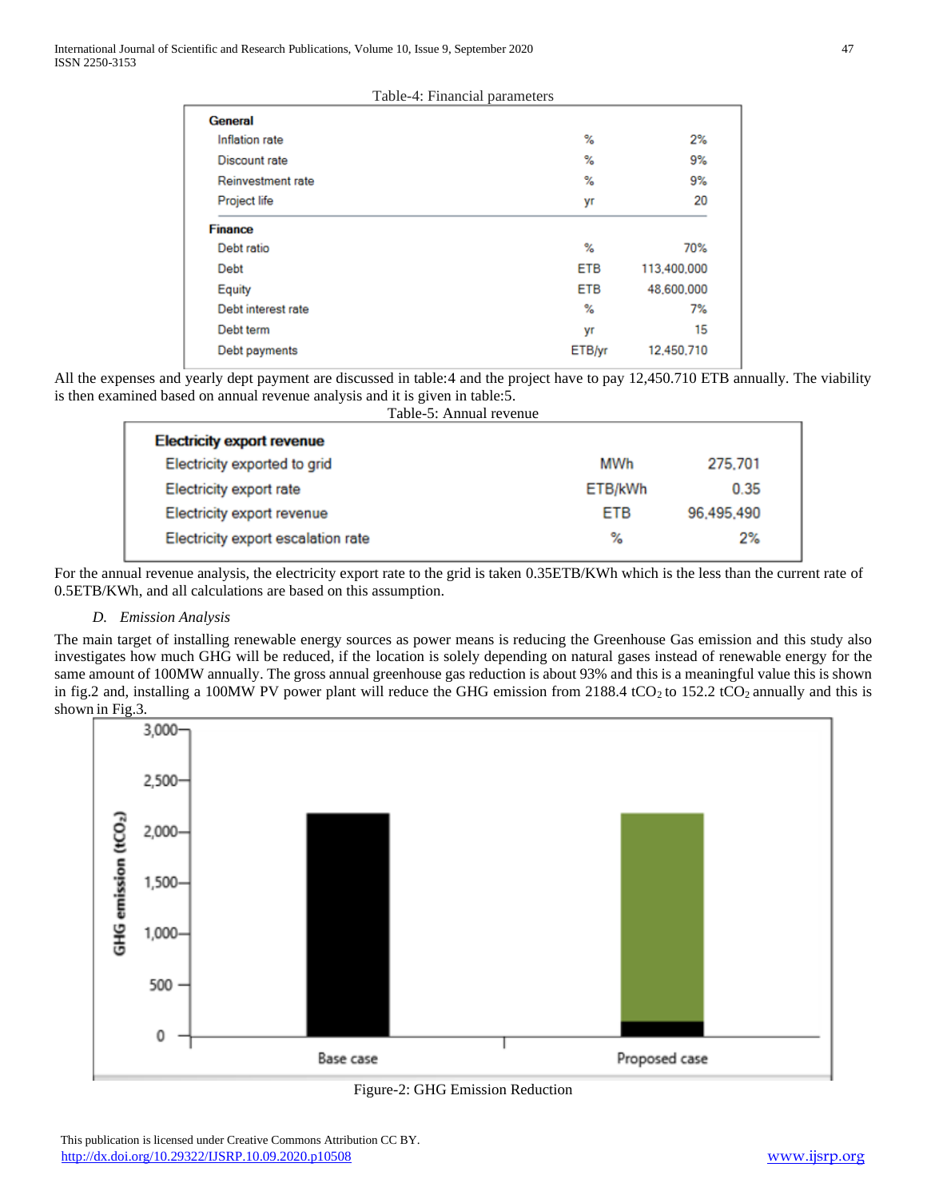Table-4: Financial parameters

| | | |
|---|---|---|
| **General** | | |
| Inflation rate | % | 2% |
| Discount rate | % | 9% |
| Reinvestment rate | % | 9% |
| Project life | yr | 20 |
| **Finance** | | |
| Debt ratio | % | 70% |
| Debt | ETB | 113,400,000 |
| Equity | ETB | 48,600,000 |
| Debt interest rate | % | 7% |
| Debt term | yr | 15 |
| Debt payments | ETB/yr | 12,450,710 |

All the expenses and yearly dept payment are discussed in table:4 and the project have to pay 12,450.710 ETB annually. The viability is then examined based on annual revenue analysis and it is given in table:5.

Table-5: Annual revenue

| | | |
|---|---|---|
| **Electricity export revenue** | | |
| Electricity exported to grid | MWh | 275,701 |
| Electricity export rate | ETB/kWh | 0.35 |
| Electricity export revenue | ETB | 96,495,490 |
| Electricity export escalation rate | % | 2% |

For the annual revenue analysis, the electricity export rate to the grid is taken 0.35ETB/KWh which is the less than the current rate of 0.5ETB/KWh, and all calculations are based on this assumption.

### *D. Emission Analysis*

The main target of installing renewable energy sources as power means is reducing the Greenhouse Gas emission and this study also investigates how much GHG will be reduced, if the location is solely depending on natural gases instead of renewable energy for the same amount of 100MW annually. The gross annual greenhouse gas reduction is about 93% and this is a meaningful value this is shown in fig.2 and, installing a 100MW PV power plant will reduce the GHG emission from 2188.4 $tCO_2$ to 152.2 $tCO_2$ annually and this is shown in Fig.3.

Figure-2: GHG Emission Reduction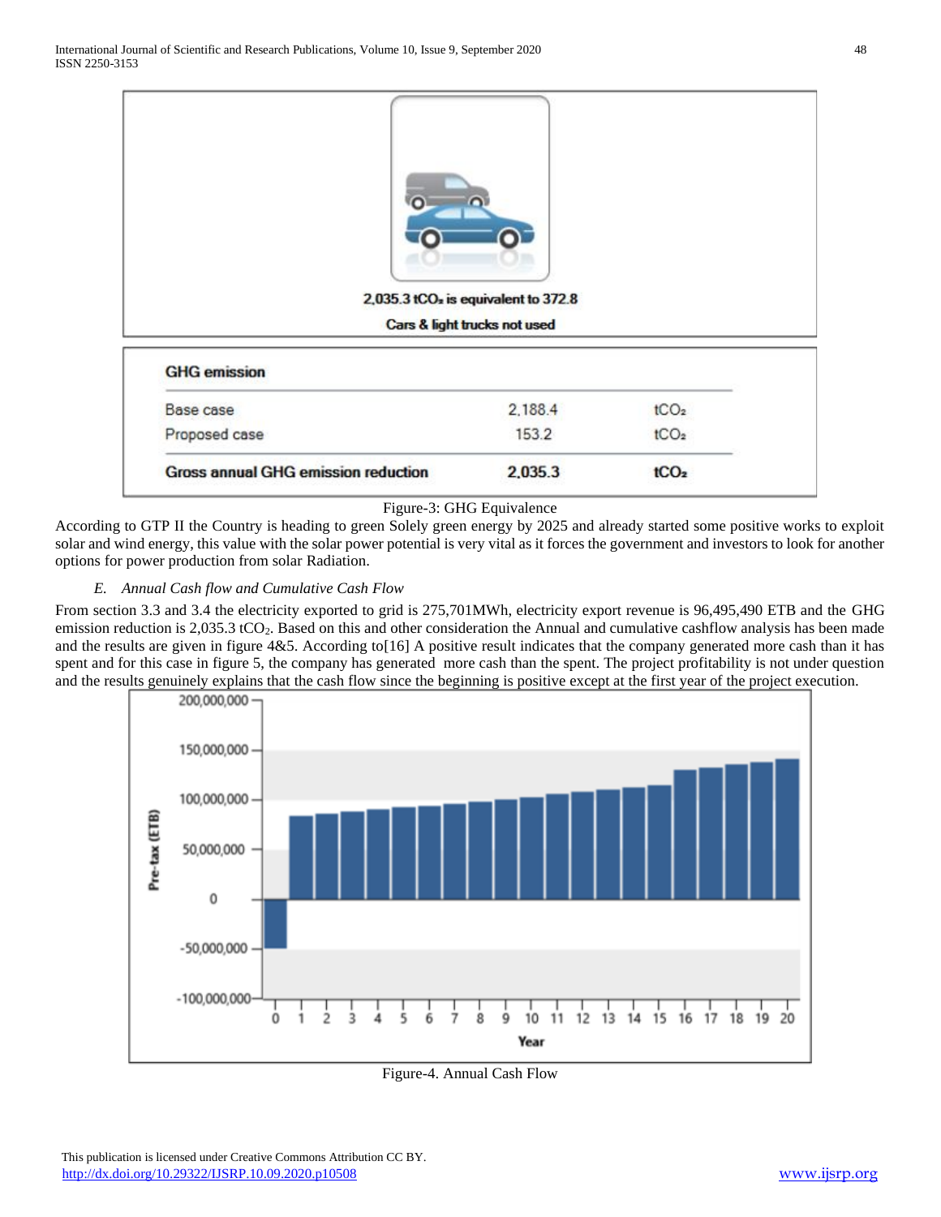2,035.3 $tCO_2$ is equivalent to 372.8

Cars & light trucks not used

| GHG emission | | |
|---|---|---|
| Base case | 2,188.4 | $tCO_2$ |
| Proposed case | 153.2 | $tCO_2$ |
| **Gross annual GHG emission reduction** | **2,035.3** | **$tCO_2$** |

Figure-3: GHG Equivalence

According to GTP II the Country is heading to green Solely green energy by 2025 and already started some positive works to exploit solar and wind energy, this value with the solar power potential is very vital as it forces the government and investors to look for another options for power production from solar Radiation.

### *E. Annual Cash flow and Cumulative Cash Flow*

From section 3.3 and 3.4 the electricity exported to grid is 275,701MWh, electricity export revenue is 96,495,490 ETB and the GHG emission reduction is 2,035.3 $tCO_2$. Based on this and other consideration the Annual and cumulative cashflow analysis has been made and the results are given in figure 4&5. According to[16] A positive result indicates that the company generated more cash than it has spent and for this case in figure 5, the company has generated more cash than the spent. The project profitability is not under question and the results genuinely explains that the cash flow since the beginning is positive except at the first year of the project execution.

Figure-4. Annual Cash Flow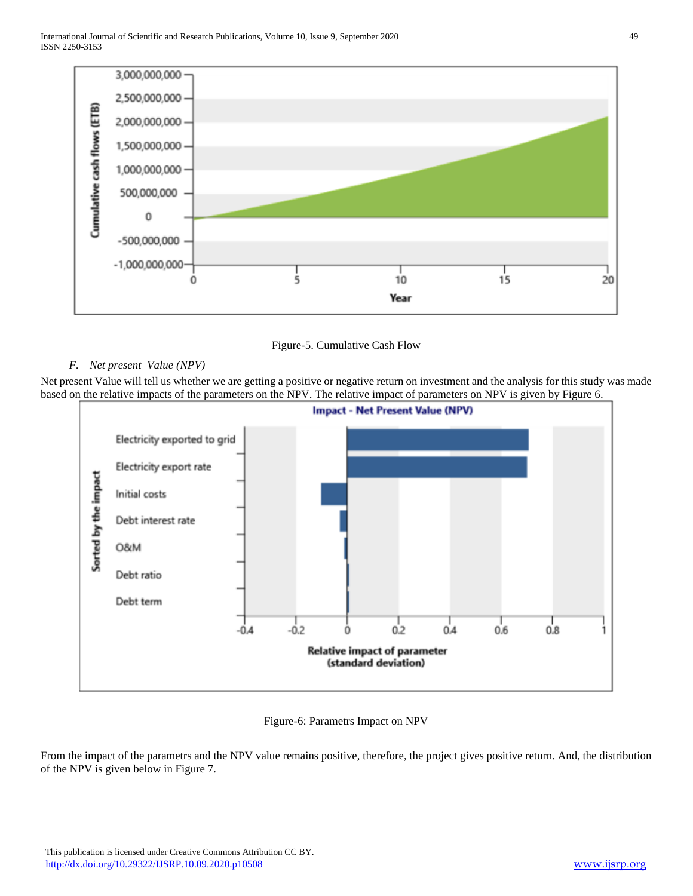Figure-5. Cumulative Cash Flow

*F. Net present Value (NPV)*

Net present Value will tell us whether we are getting a positive or negative return on investment and the analysis for this study was made based on the relative impacts of the parameters on the NPV. The relative impact of parameters on NPV is given by Figure 6.

Figure-6: Parametrs Impact on NPV

From the impact of the parametrs and the NPV value remains positive, therefore, the project gives positive return. And, the distribution of the NPV is given below in Figure 7.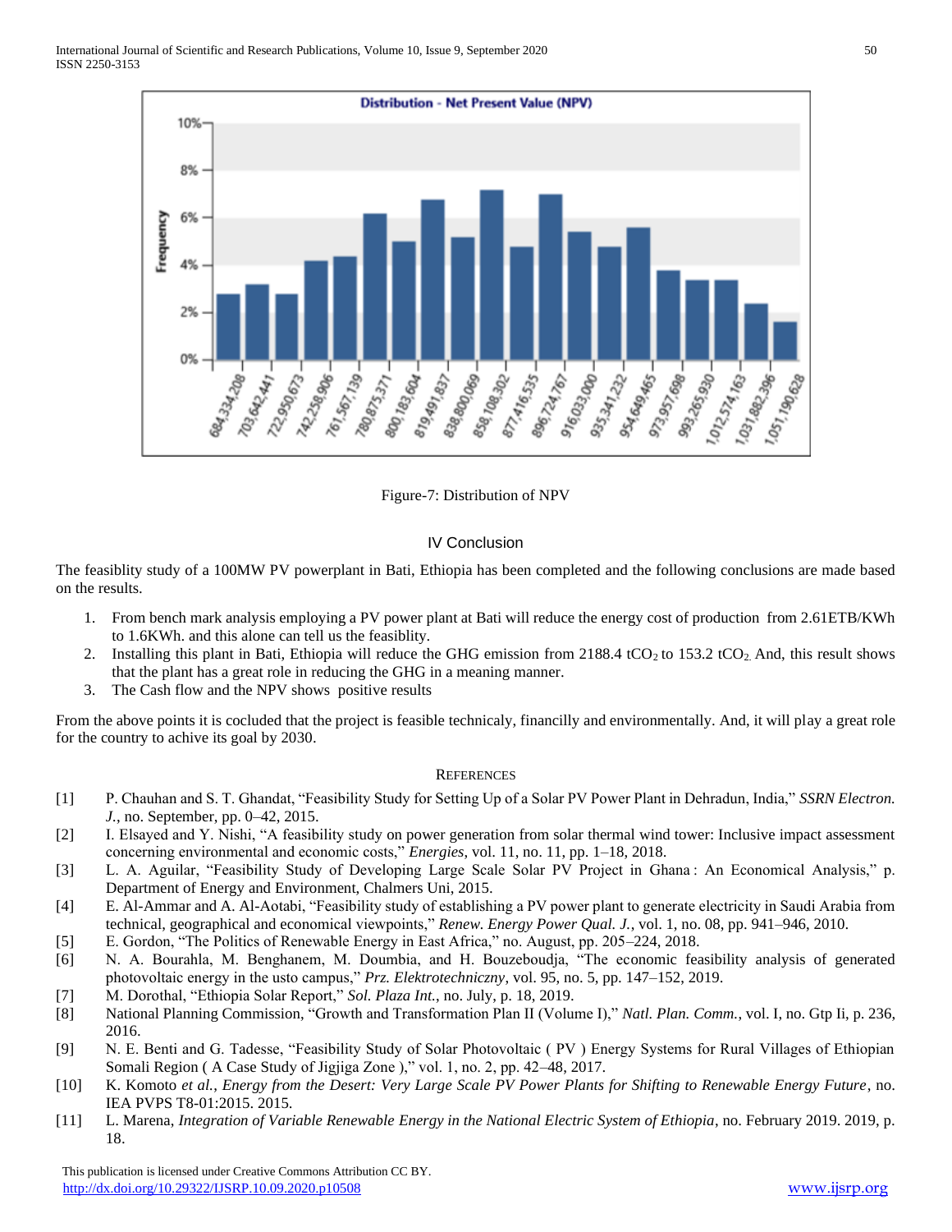Figure-7: Distribution of NPV

## IV Conclusion

The feasiblity study of a 100MW PV powerplant in Bati, Ethiopia has been completed and the following conclusions are made based on the results.

1. From bench mark analysis employing a PV power plant at Bati will reduce the energy cost of production from 2.61ETB/KWh to 1.6KWh. and this alone can tell us the feasiblity.
2. Installing this plant in Bati, Ethiopia will reduce the GHG emission from 2188.4 $tCO_2$ to 153.2 $tCO_2$. And, this result shows that the plant has a great role in reducing the GHG in a meaning manner.
3. The Cash flow and the NPV shows positive results

From the above points it is cocluded that the project is feasible technicaly, financilly and environmentally. And, it will play a great role for the country to achive its goal by 2030.

## References

[1] P. Chauhan and S. T. Ghandat, "Feasibility Study for Setting Up of a Solar PV Power Plant in Dehradun, India," *SSRN Electron. J.*, no. September, pp. 0–42, 2015.

[2] I. Elsayed and Y. Nishi, "A feasibility study on power generation from solar thermal wind tower: Inclusive impact assessment concerning environmental and economic costs," *Energies*, vol. 11, no. 11, pp. 1–18, 2018.

[3] L. A. Aguilar, "Feasibility Study of Developing Large Scale Solar PV Project in Ghana : An Economical Analysis," p. Department of Energy and Environment, Chalmers Uni, 2015.

[4] E. Al-Ammar and A. Al-Aotabi, "Feasibility study of establishing a PV power plant to generate electricity in Saudi Arabia from technical, geographical and economical viewpoints," *Renew. Energy Power Qual. J.*, vol. 1, no. 08, pp. 941–946, 2010.

[5] E. Gordon, "The Politics of Renewable Energy in East Africa," no. August, pp. 205–224, 2018.

[6] N. A. Bourahla, M. Benghanem, M. Doumbia, and H. Bouzeboudja, "The economic feasibility analysis of generated photovoltaic energy in the usto campus," *Prz. Elektrotechniczny*, vol. 95, no. 5, pp. 147–152, 2019.

[7] M. Dorothal, "Ethiopia Solar Report," *Sol. Plaza Int.*, no. July, p. 18, 2019.

[8] National Planning Commission, "Growth and Transformation Plan II (Volume I)," *Natl. Plan. Comm.*, vol. I, no. Gtp Ii, p. 236, 2016.

[9] N. E. Benti and G. Tadesse, "Feasibility Study of Solar Photovoltaic ( PV ) Energy Systems for Rural Villages of Ethiopian Somali Region ( A Case Study of Jigjiga Zone )," vol. 1, no. 2, pp. 42–48, 2017.

[10] K. Komoto *et al.*, *Energy from the Desert: Very Large Scale PV Power Plants for Shifting to Renewable Energy Future*, no. IEA PVPS T8-01:2015. 2015.

[11] L. Marena, *Integration of Variable Renewable Energy in the National Electric System of Ethiopia*, no. February 2019. 2019, p. 18.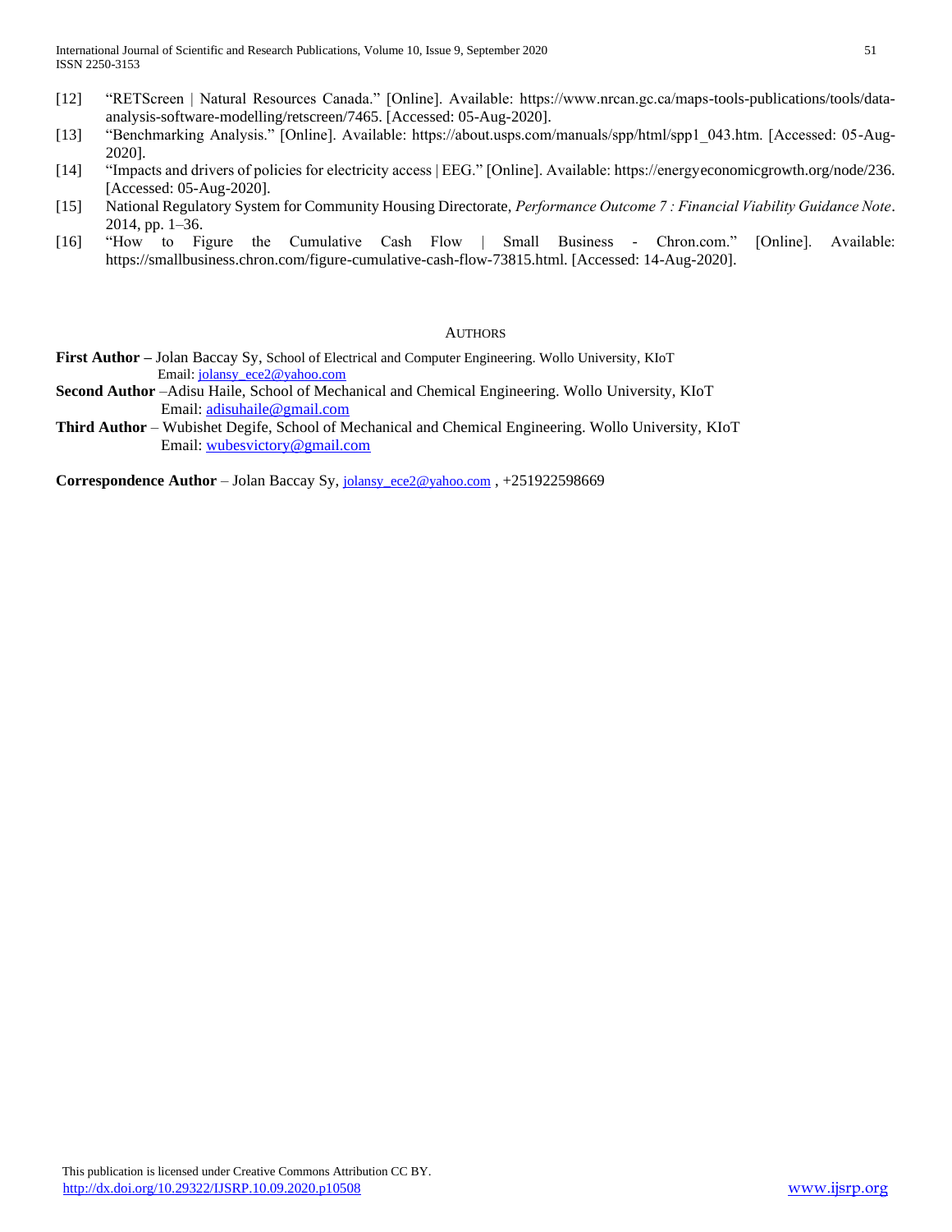[12] "RETScreen | Natural Resources Canada." [Online]. Available: https://www.nrcan.gc.ca/maps-tools-publications/tools/data-analysis-software-modelling/retscreen/7465. [Accessed: 05-Aug-2020].

[13] "Benchmarking Analysis." [Online]. Available: https://about.usps.com/manuals/spp/html/spp1_043.htm. [Accessed: 05-Aug-2020].

[14] "Impacts and drivers of policies for electricity access | EEG." [Online]. Available: https://energyeconomicgrowth.org/node/236. [Accessed: 05-Aug-2020].

[15] National Regulatory System for Community Housing Directorate, *Performance Outcome 7 : Financial Viability Guidance Note*. 2014, pp. 1–36.

[16] "How to Figure the Cumulative Cash Flow | Small Business - Chron.com." [Online]. Available: https://smallbusiness.chron.com/figure-cumulative-cash-flow-73815.html. [Accessed: 14-Aug-2020].

## AUTHORS

**First Author –** Jolan Baccay Sy, School of Electrical and Computer Engineering. Wollo University, KIoT
Email: jolansy_ece2@yahoo.com

**Second Author** –Adisu Haile, School of Mechanical and Chemical Engineering. Wollo University, KIoT
Email: adisuhaile@gmail.com

**Third Author** – Wubishet Degife, School of Mechanical and Chemical Engineering. Wollo University, KIoT
Email: wubesvictory@gmail.com

**Correspondence Author** – Jolan Baccay Sy, jolansy_ece2@yahoo.com , +251922598669